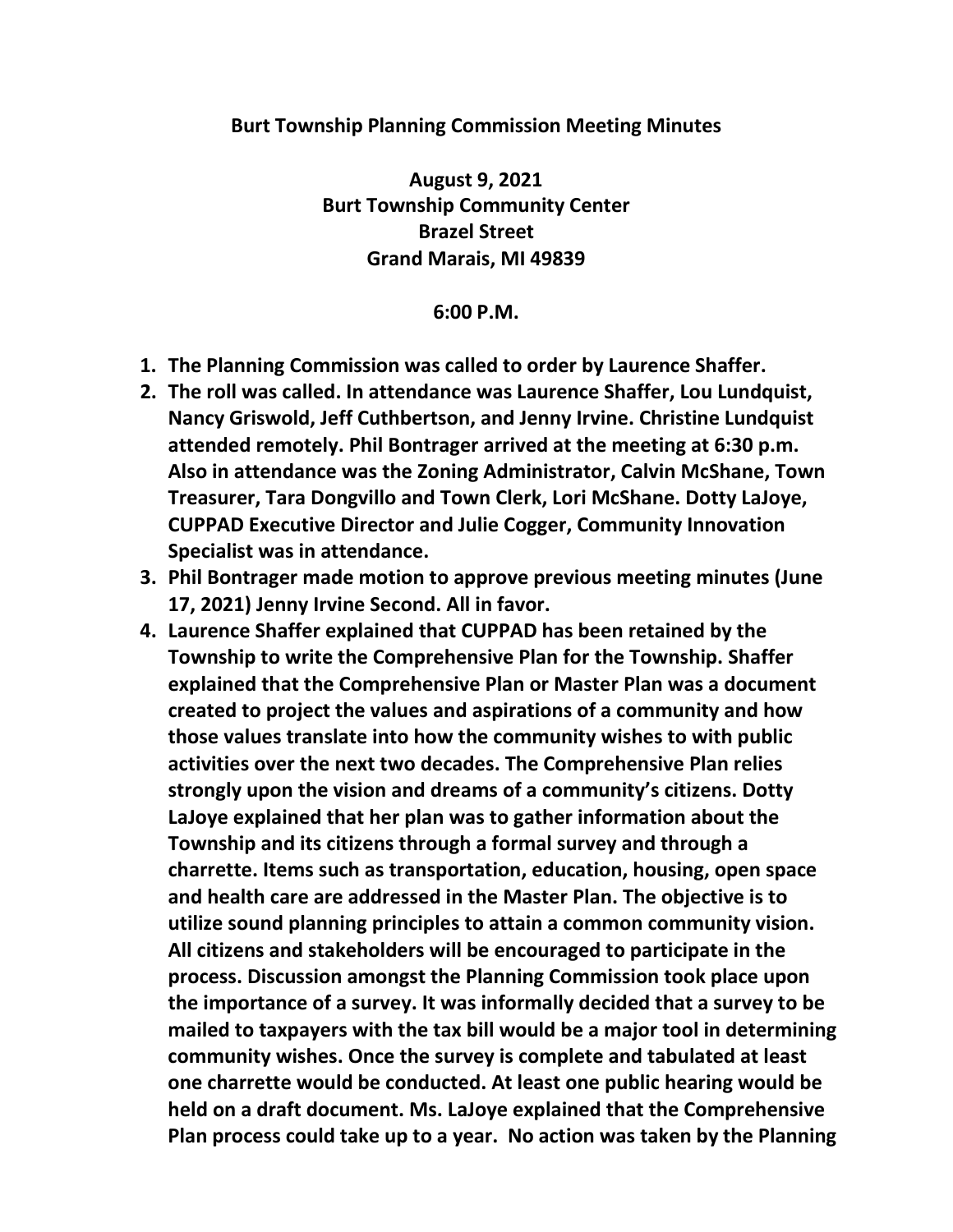**Burt Township Planning Commission Meeting Minutes**

**August 9, 2021**
**Burt Township Community Center**
**Brazel Street**
**Grand Marais, MI 49839**

**6:00 P.M.**

1. **The Planning Commission was called to order by Laurence Shaffer.**
2. **The roll was called. In attendance was Laurence Shaffer, Lou Lundquist, Nancy Griswold, Jeff Cuthbertson, and Jenny Irvine. Christine Lundquist attended remotely. Phil Bontrager arrived at the meeting at 6:30 p.m. Also in attendance was the Zoning Administrator, Calvin McShane, Town Treasurer, Tara Dongvillo and Town Clerk, Lori McShane. Dotty LaJoye, CUPPAD Executive Director and Julie Cogger, Community Innovation Specialist was in attendance.**
3. **Phil Bontrager made motion to approve previous meeting minutes (June 17, 2021) Jenny Irvine Second. All in favor.**
4. **Laurence Shaffer explained that CUPPAD has been retained by the Township to write the Comprehensive Plan for the Township. Shaffer explained that the Comprehensive Plan or Master Plan was a document created to project the values and aspirations of a community and how those values translate into how the community wishes to with public activities over the next two decades. The Comprehensive Plan relies strongly upon the vision and dreams of a community's citizens. Dotty LaJoye explained that her plan was to gather information about the Township and its citizens through a formal survey and through a charrette. Items such as transportation, education, housing, open space and health care are addressed in the Master Plan. The objective is to utilize sound planning principles to attain a common community vision. All citizens and stakeholders will be encouraged to participate in the process. Discussion amongst the Planning Commission took place upon the importance of a survey. It was informally decided that a survey to be mailed to taxpayers with the tax bill would be a major tool in determining community wishes. Once the survey is complete and tabulated at least one charrette would be conducted. At least one public hearing would be held on a draft document. Ms. LaJoye explained that the Comprehensive Plan process could take up to a year. No action was taken by the Planning**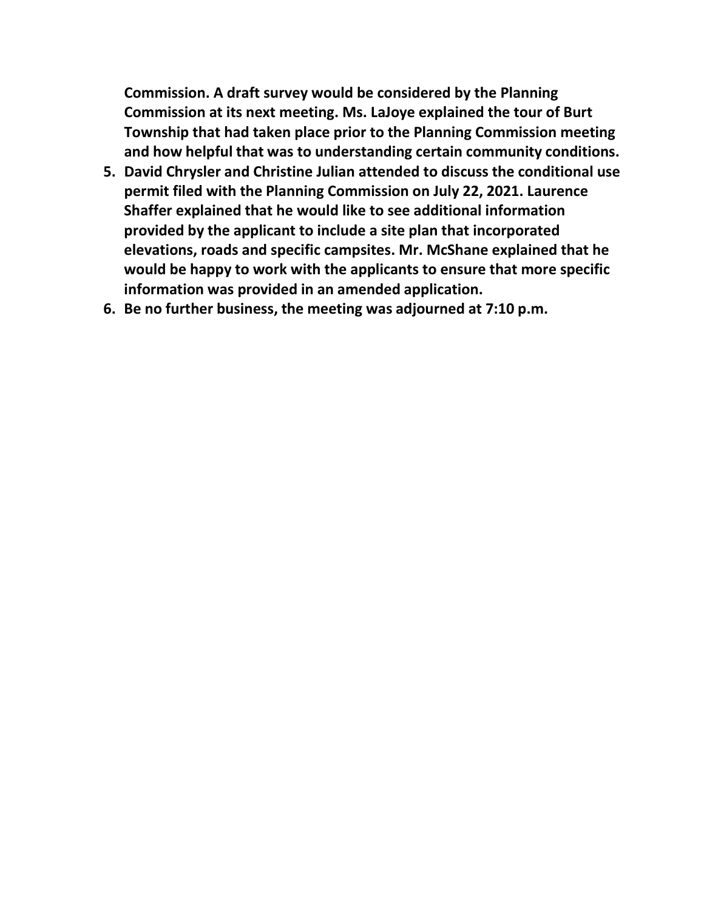**Commission. A draft survey would be considered by the Planning Commission at its next meeting. Ms. LaJoye explained the tour of Burt Township that had taken place prior to the Planning Commission meeting and how helpful that was to understanding certain community conditions.**

5. **David Chrysler and Christine Julian attended to discuss the conditional use permit filed with the Planning Commission on July 22, 2021. Laurence Shaffer explained that he would like to see additional information provided by the applicant to include a site plan that incorporated elevations, roads and specific campsites. Mr. McShane explained that he would be happy to work with the applicants to ensure that more specific information was provided in an amended application.**
6. **Be no further business, the meeting was adjourned at 7:10 p.m.**